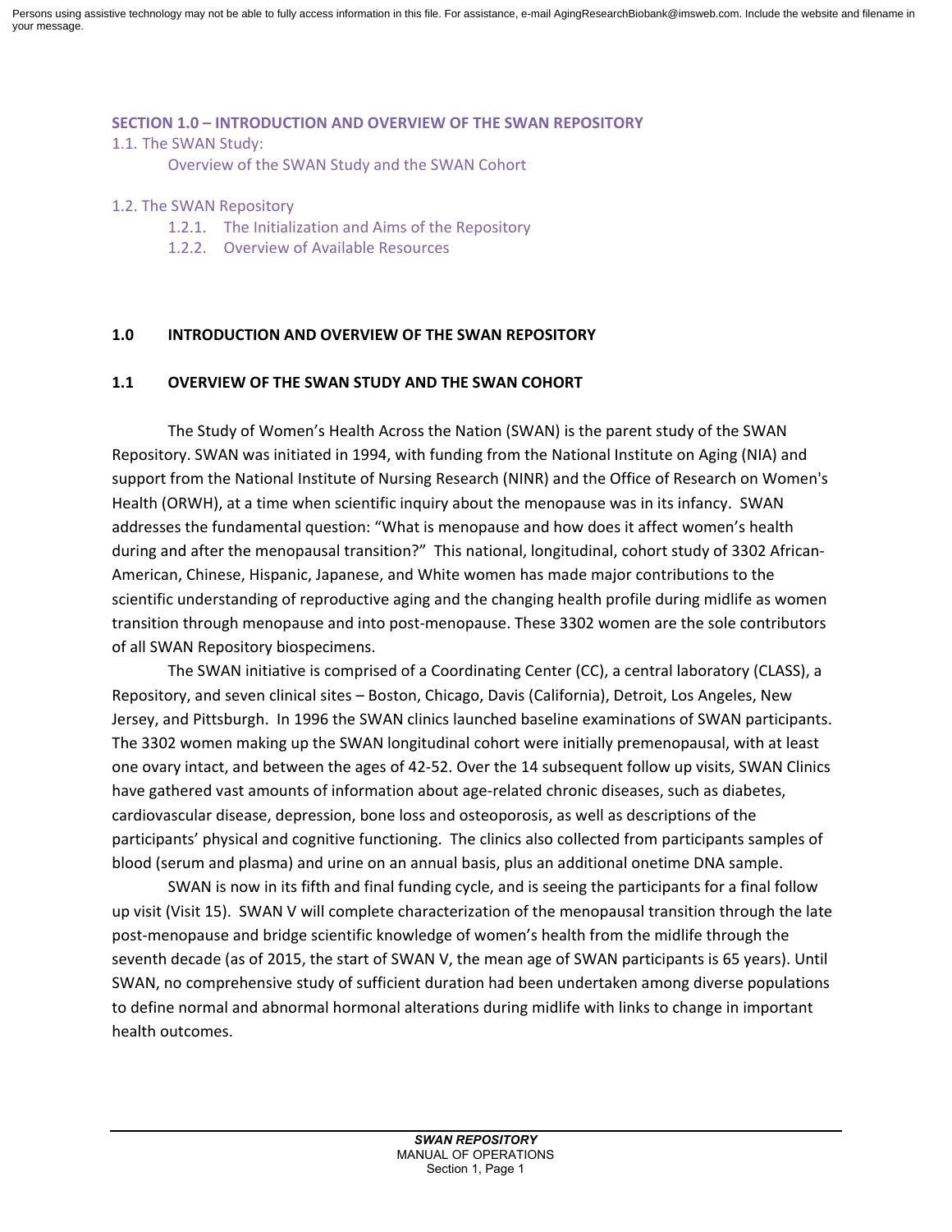Persons using assistive technology may not be able to fully access information in this file. For assistance, e-mail AgingResearchBiobank@imsweb.com. Include the website and filename in your message.

**SECTION 1.0 – INTRODUCTION AND OVERVIEW OF THE SWAN REPOSITORY**

1.1. The SWAN Study:
- Overview of the SWAN Study and the SWAN Cohort

1.2. The SWAN Repository
- 1.2.1. The Initialization and Aims of the Repository
- 1.2.2. Overview of Available Resources

# 1.0 INTRODUCTION AND OVERVIEW OF THE SWAN REPOSITORY

## 1.1 OVERVIEW OF THE SWAN STUDY AND THE SWAN COHORT

The Study of Women's Health Across the Nation (SWAN) is the parent study of the SWAN Repository. SWAN was initiated in 1994, with funding from the National Institute on Aging (NIA) and support from the National Institute of Nursing Research (NINR) and the Office of Research on Women's Health (ORWH), at a time when scientific inquiry about the menopause was in its infancy. SWAN addresses the fundamental question: "What is menopause and how does it affect women's health during and after the menopausal transition?" This national, longitudinal, cohort study of 3302 African-American, Chinese, Hispanic, Japanese, and White women has made major contributions to the scientific understanding of reproductive aging and the changing health profile during midlife as women transition through menopause and into post-menopause. These 3302 women are the sole contributors of all SWAN Repository biospecimens.

The SWAN initiative is comprised of a Coordinating Center (CC), a central laboratory (CLASS), a Repository, and seven clinical sites – Boston, Chicago, Davis (California), Detroit, Los Angeles, New Jersey, and Pittsburgh. In 1996 the SWAN clinics launched baseline examinations of SWAN participants. The 3302 women making up the SWAN longitudinal cohort were initially premenopausal, with at least one ovary intact, and between the ages of 42-52. Over the 14 subsequent follow up visits, SWAN Clinics have gathered vast amounts of information about age-related chronic diseases, such as diabetes, cardiovascular disease, depression, bone loss and osteoporosis, as well as descriptions of the participants' physical and cognitive functioning. The clinics also collected from participants samples of blood (serum and plasma) and urine on an annual basis, plus an additional onetime DNA sample.

SWAN is now in its fifth and final funding cycle, and is seeing the participants for a final follow up visit (Visit 15). SWAN V will complete characterization of the menopausal transition through the late post-menopause and bridge scientific knowledge of women's health from the midlife through the seventh decade (as of 2015, the start of SWAN V, the mean age of SWAN participants is 65 years). Until SWAN, no comprehensive study of sufficient duration had been undertaken among diverse populations to define normal and abnormal hormonal alterations during midlife with links to change in important health outcomes.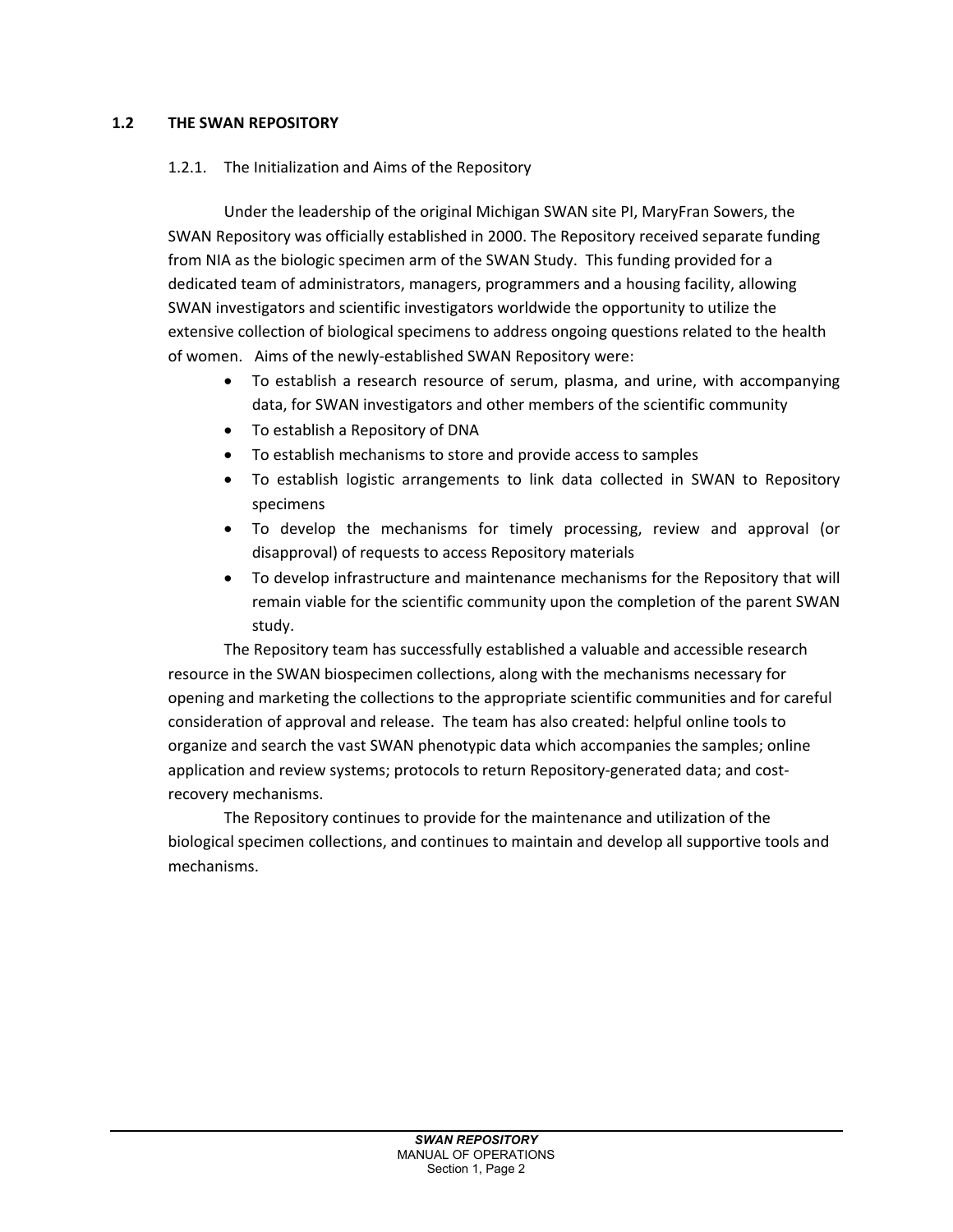## 1.2 THE SWAN REPOSITORY

### 1.2.1. The Initialization and Aims of the Repository

Under the leadership of the original Michigan SWAN site PI, MaryFran Sowers, the SWAN Repository was officially established in 2000. The Repository received separate funding from NIA as the biologic specimen arm of the SWAN Study. This funding provided for a dedicated team of administrators, managers, programmers and a housing facility, allowing SWAN investigators and scientific investigators worldwide the opportunity to utilize the extensive collection of biological specimens to address ongoing questions related to the health of women. Aims of the newly-established SWAN Repository were:

- To establish a research resource of serum, plasma, and urine, with accompanying data, for SWAN investigators and other members of the scientific community
- To establish a Repository of DNA
- To establish mechanisms to store and provide access to samples
- To establish logistic arrangements to link data collected in SWAN to Repository specimens
- To develop the mechanisms for timely processing, review and approval (or disapproval) of requests to access Repository materials
- To develop infrastructure and maintenance mechanisms for the Repository that will remain viable for the scientific community upon the completion of the parent SWAN study.

The Repository team has successfully established a valuable and accessible research resource in the SWAN biospecimen collections, along with the mechanisms necessary for opening and marketing the collections to the appropriate scientific communities and for careful consideration of approval and release. The team has also created: helpful online tools to organize and search the vast SWAN phenotypic data which accompanies the samples; online application and review systems; protocols to return Repository-generated data; and cost-recovery mechanisms.

The Repository continues to provide for the maintenance and utilization of the biological specimen collections, and continues to maintain and develop all supportive tools and mechanisms.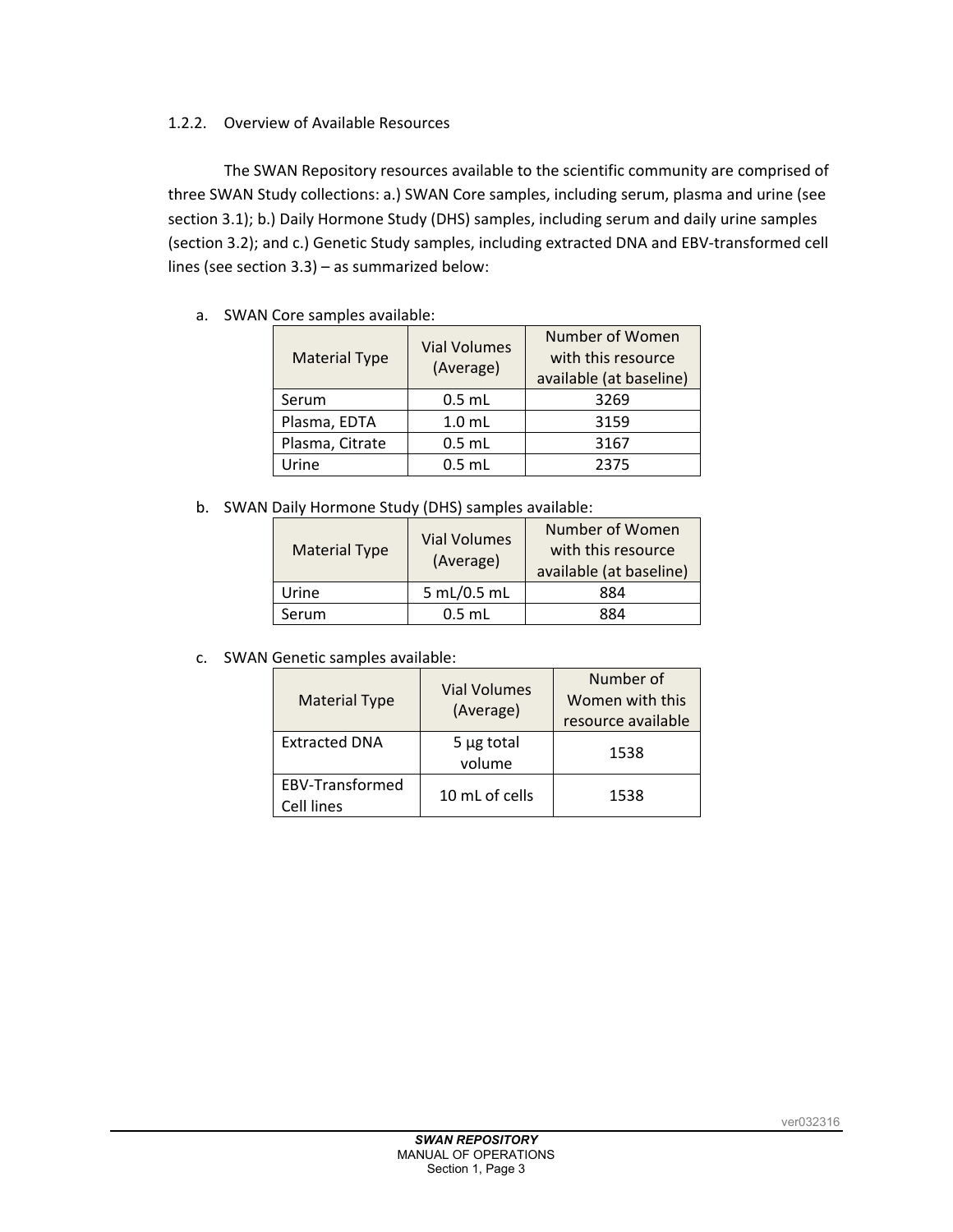### 1.2.2. Overview of Available Resources

The SWAN Repository resources available to the scientific community are comprised of three SWAN Study collections: a.) SWAN Core samples, including serum, plasma and urine (see section 3.1); b.) Daily Hormone Study (DHS) samples, including serum and daily urine samples (section 3.2); and c.) Genetic Study samples, including extracted DNA and EBV-transformed cell lines (see section 3.3) – as summarized below:

a. SWAN Core samples available:

| Material Type | Vial Volumes (Average) | Number of Women with this resource available (at baseline) |
|---|---|---|
| Serum | 0.5 mL | 3269 |
| Plasma, EDTA | 1.0 mL | 3159 |
| Plasma, Citrate | 0.5 mL | 3167 |
| Urine | 0.5 mL | 2375 |

b. SWAN Daily Hormone Study (DHS) samples available:

| Material Type | Vial Volumes (Average) | Number of Women with this resource available (at baseline) |
|---|---|---|
| Urine | 5 mL/0.5 mL | 884 |
| Serum | 0.5 mL | 884 |

c. SWAN Genetic samples available:

| Material Type | Vial Volumes (Average) | Number of Women with this resource available |
|---|---|---|
| Extracted DNA | 5 μg total volume | 1538 |
| EBV-Transformed Cell lines | 10 mL of cells | 1538 |